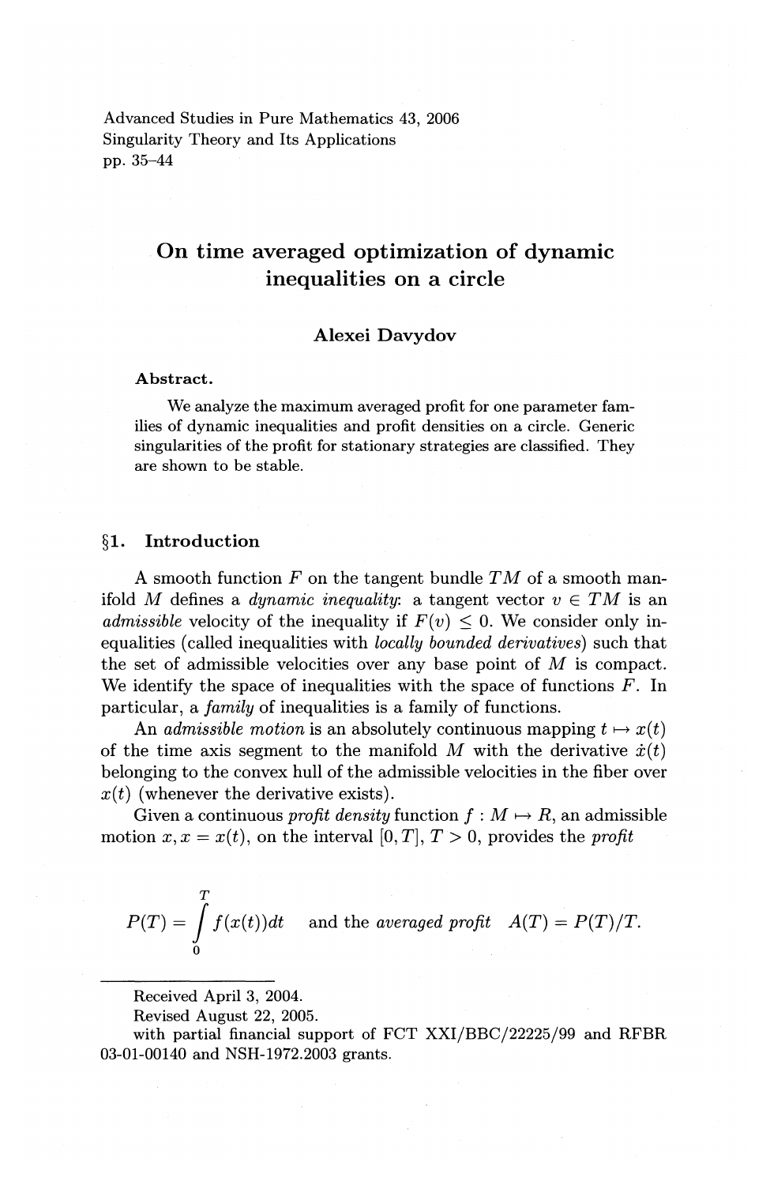Advanced Studies in Pure Mathematics 43, 2006
Singularity Theory and Its Applications
pp. 35–44

# On time averaged optimization of dynamic inequalities on a circle

**Alexei Davydov**

**Abstract.**

We analyze the maximum averaged profit for one parameter families of dynamic inequalities and profit densities on a circle. Generic singularities of the profit for stationary strategies are classified. They are shown to be stable.

## §1. Introduction

A smooth function $F$ on the tangent bundle $TM$ of a smooth manifold $M$ defines a *dynamic inequality*: a tangent vector $v \in TM$ is an *admissible* velocity of the inequality if $F(v) \leq 0$. We consider only inequalities (called inequalities with *locally bounded derivatives*) such that the set of admissible velocities over any base point of $M$ is compact. We identify the space of inequalities with the space of functions $F$. In particular, a *family* of inequalities is a family of functions.

An *admissible motion* is an absolutely continuous mapping $t \mapsto x(t)$ of the time axis segment to the manifold $M$ with the derivative $\dot{x}(t)$ belonging to the convex hull of the admissible velocities in the fiber over $x(t)$ (whenever the derivative exists).

Given a continuous *profit density* function $f : M \mapsto R$, an admissible motion $x, x = x(t)$, on the interval $[0, T]$, $T > 0$, provides the *profit*

$$P(T) = \int_0^T f(x(t))dt \quad \text{and the } \textit{averaged profit} \quad A(T) = P(T)/T.$$

---

Received April 3, 2004.

Revised August 22, 2005.

with partial financial support of FCT XXI/BBC/22225/99 and RFBR 03-01-00140 and NSH-1972.2003 grants.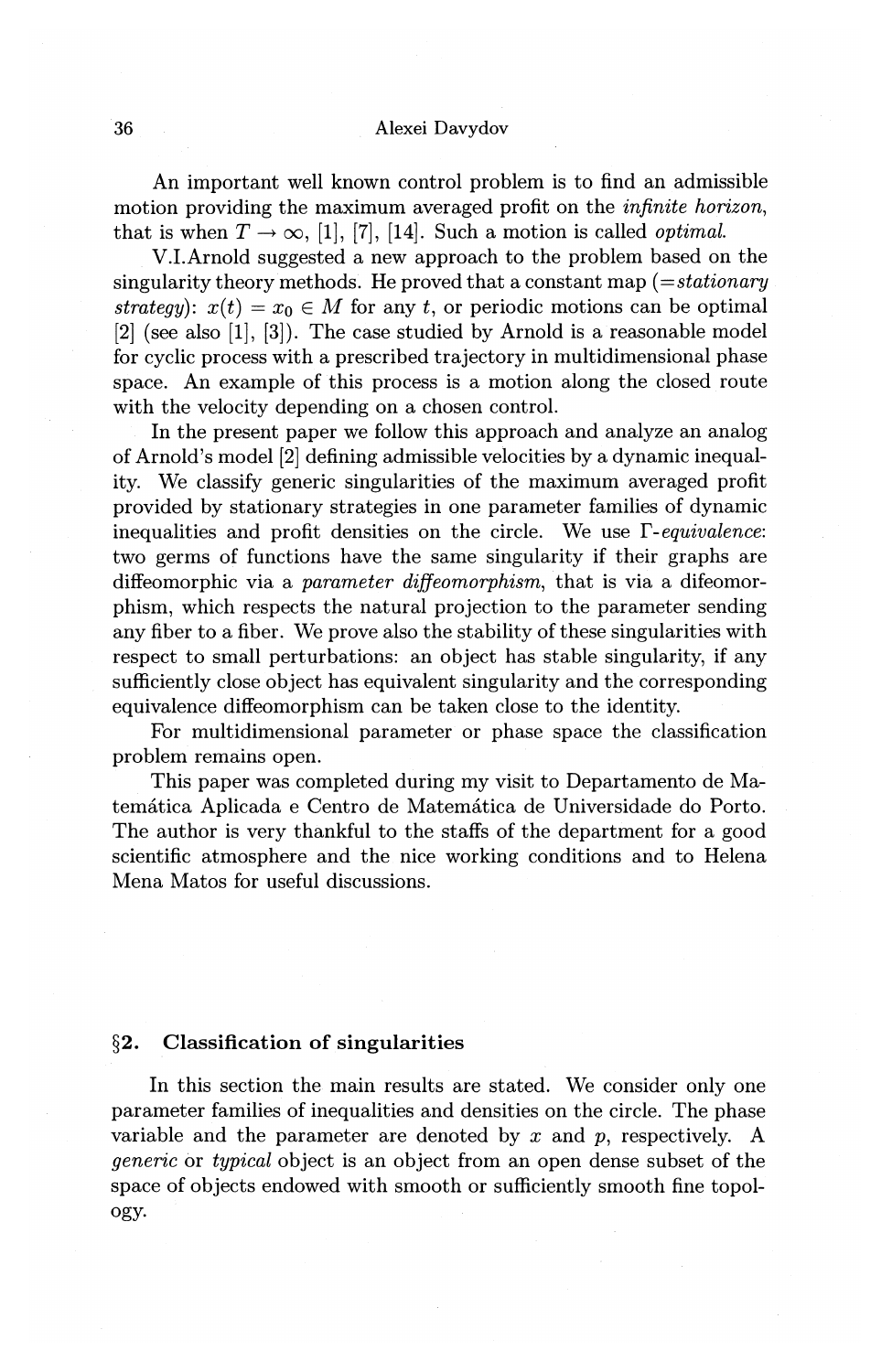An important well known control problem is to find an admissible motion providing the maximum averaged profit on the *infinite horizon*, that is when $T \to \infty$, [1], [7], [14]. Such a motion is called *optimal.*

V.I.Arnold suggested a new approach to the problem based on the singularity theory methods. He proved that a constant map (=*stationary strategy*): $x(t) = x_0 \in M$ for any $t$, or periodic motions can be optimal [2] (see also [1], [3]). The case studied by Arnold is a reasonable model for cyclic process with a prescribed trajectory in multidimensional phase space. An example of this process is a motion along the closed route with the velocity depending on a chosen control.

In the present paper we follow this approach and analyze an analog of Arnold's model [2] defining admissible velocities by a dynamic inequality. We classify generic singularities of the maximum averaged profit provided by stationary strategies in one parameter families of dynamic inequalities and profit densities on the circle. We use $\Gamma$-*equivalence*: two germs of functions have the same singularity if their graphs are diffeomorphic via a *parameter diffeomorphism*, that is via a difeomorphism, which respects the natural projection to the parameter sending any fiber to a fiber. We prove also the stability of these singularities with respect to small perturbations: an object has stable singularity, if any sufficiently close object has equivalent singularity and the corresponding equivalence diffeomorphism can be taken close to the identity.

For multidimensional parameter or phase space the classification problem remains open.

This paper was completed during my visit to Departamento de Matemática Aplicada e Centro de Matemática de Universidade do Porto. The author is very thankful to the staffs of the department for a good scientific atmosphere and the nice working conditions and to Helena Mena Matos for useful discussions.

## §2. Classification of singularities

In this section the main results are stated. We consider only one parameter families of inequalities and densities on the circle. The phase variable and the parameter are denoted by $x$ and $p$, respectively. A *generic* or *typical* object is an object from an open dense subset of the space of objects endowed with smooth or sufficiently smooth fine topology.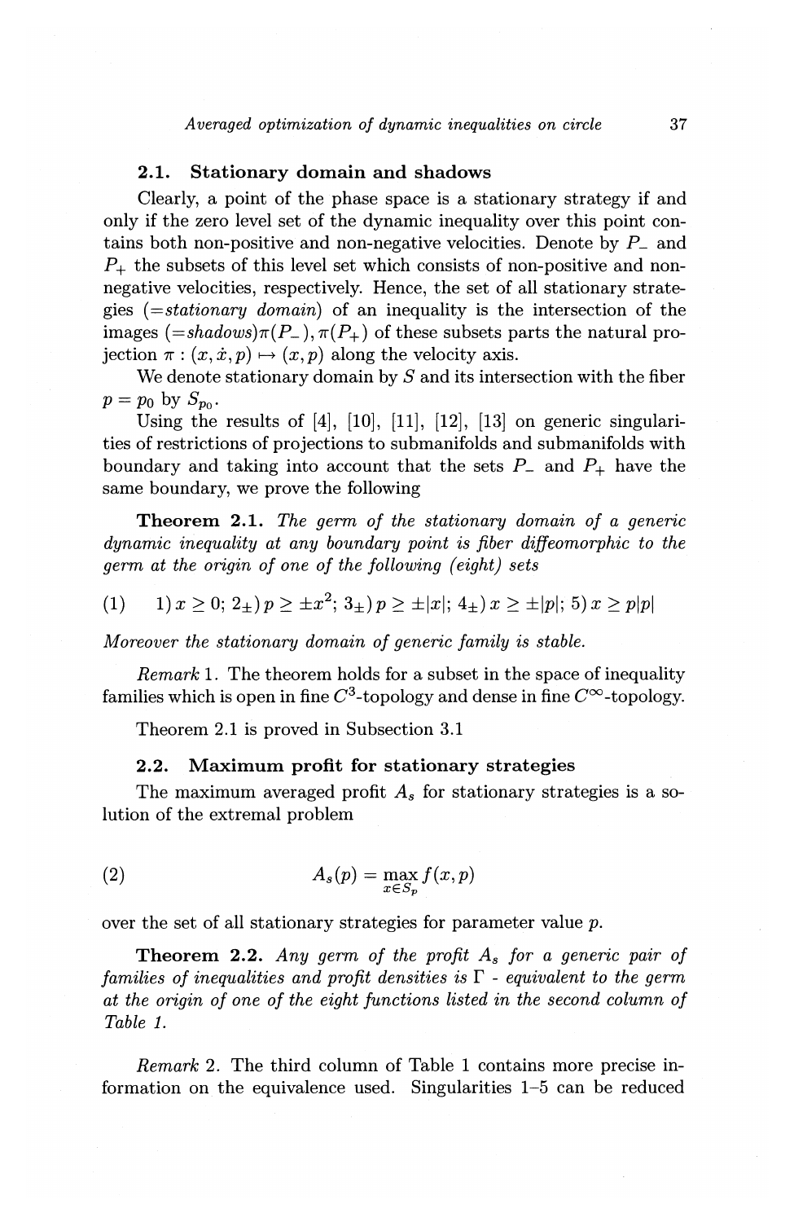### 2.1. Stationary domain and shadows

Clearly, a point of the phase space is a stationary strategy if and only if the zero level set of the dynamic inequality over this point contains both non-positive and non-negative velocities. Denote by $P_-$ and $P_+$ the subsets of this level set which consists of non-positive and non-negative velocities, respectively. Hence, the set of all stationary strategies (=*stationary domain*) of an inequality is the intersection of the images (=*shadows*)$\pi(P_-), \pi(P_+)$ of these subsets parts the natural projection $\pi : (x, \dot{x}, p) \mapsto (x, p)$ along the velocity axis.

We denote stationary domain by $S$ and its intersection with the fiber $p = p_0$ by $S_{p_0}$.

Using the results of [4], [10], [11], [12], [13] on generic singularities of restrictions of projections to submanifolds and submanifolds with boundary and taking into account that the sets $P_-$ and $P_+$ have the same boundary, we prove the following

**Theorem 2.1.** *The germ of the stationary domain of a generic dynamic inequality at any boundary point is fiber diffeomorphic to the germ at the origin of one of the following (eight) sets*

$$(1) \qquad 1)\, x \geq 0;\ 2_\pm)\, p \geq \pm x^2;\ 3_\pm)\, p \geq \pm|x|;\ 4_\pm)\, x \geq \pm|p|;\ 5)\, x \geq p|p|$$

*Moreover the stationary domain of generic family is stable.*

*Remark* 1. The theorem holds for a subset in the space of inequality families which is open in fine $C^3$-topology and dense in fine $C^\infty$-topology.

Theorem 2.1 is proved in Subsection 3.1

### 2.2. Maximum profit for stationary strategies

The maximum averaged profit $A_s$ for stationary strategies is a solution of the extremal problem

$$(2) \qquad A_s(p) = \max_{x \in S_p} f(x, p)$$

over the set of all stationary strategies for parameter value $p$.

**Theorem 2.2.** *Any germ of the profit $A_s$ for a generic pair of families of inequalities and profit densities is $\Gamma$ - equivalent to the germ at the origin of one of the eight functions listed in the second column of Table 1.*

*Remark* 2. The third column of Table 1 contains more precise information on the equivalence used. Singularities 1–5 can be reduced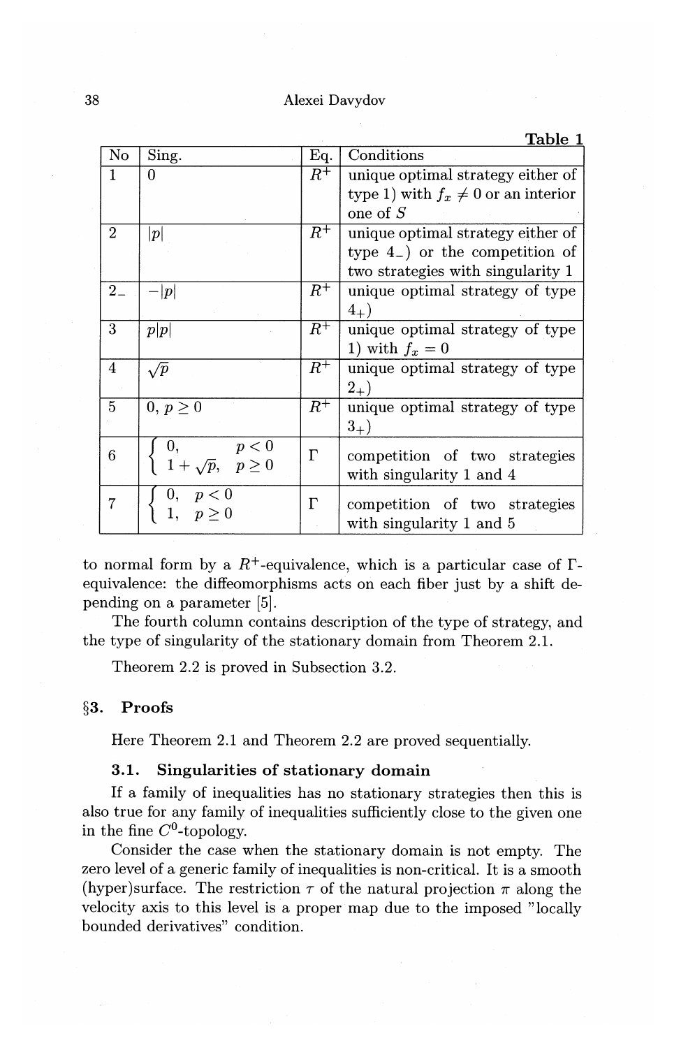**Table 1**

| No | Sing. | Eq. | Conditions |
|---|---|---|---|
| 1 | $0$ | $R^+$ | unique optimal strategy either of type 1) with $f_x \neq 0$ or an interior one of $S$ |
| 2 | $\|p\|$ | $R^+$ | unique optimal strategy either of type $4_-$) or the competition of two strategies with singularity 1 |
| $2_-$ | $-\|p\|$ | $R^+$ | unique optimal strategy of type $4_+$) |
| 3 | $p\|p\|$ | $R^+$ | unique optimal strategy of type 1) with $f_x = 0$ |
| 4 | $\sqrt{p}$ | $R^+$ | unique optimal strategy of type $2_+$) |
| 5 | $0,\, p \geq 0$ | $R^+$ | unique optimal strategy of type $3_+$) |
| 6 | $\begin{cases} 0, & p < 0 \\ 1 + \sqrt{p}, & p \geq 0 \end{cases}$ | $\Gamma$ | competition of two strategies with singularity 1 and 4 |
| 7 | $\begin{cases} 0, & p < 0 \\ 1, & p \geq 0 \end{cases}$ | $\Gamma$ | competition of two strategies with singularity 1 and 5 |

to normal form by a $R^+$-equivalence, which is a particular case of $\Gamma$-equivalence: the diffeomorphisms acts on each fiber just by a shift depending on a parameter [5].

The fourth column contains description of the type of strategy, and the type of singularity of the stationary domain from Theorem 2.1.

Theorem 2.2 is proved in Subsection 3.2.

## §3. Proofs

Here Theorem 2.1 and Theorem 2.2 are proved sequentially.

### 3.1. Singularities of stationary domain

If a family of inequalities has no stationary strategies then this is also true for any family of inequalities sufficiently close to the given one in the fine $C^0$-topology.

Consider the case when the stationary domain is not empty. The zero level of a generic family of inequalities is non-critical. It is a smooth (hyper)surface. The restriction $\tau$ of the natural projection $\pi$ along the velocity axis to this level is a proper map due to the imposed "locally bounded derivatives" condition.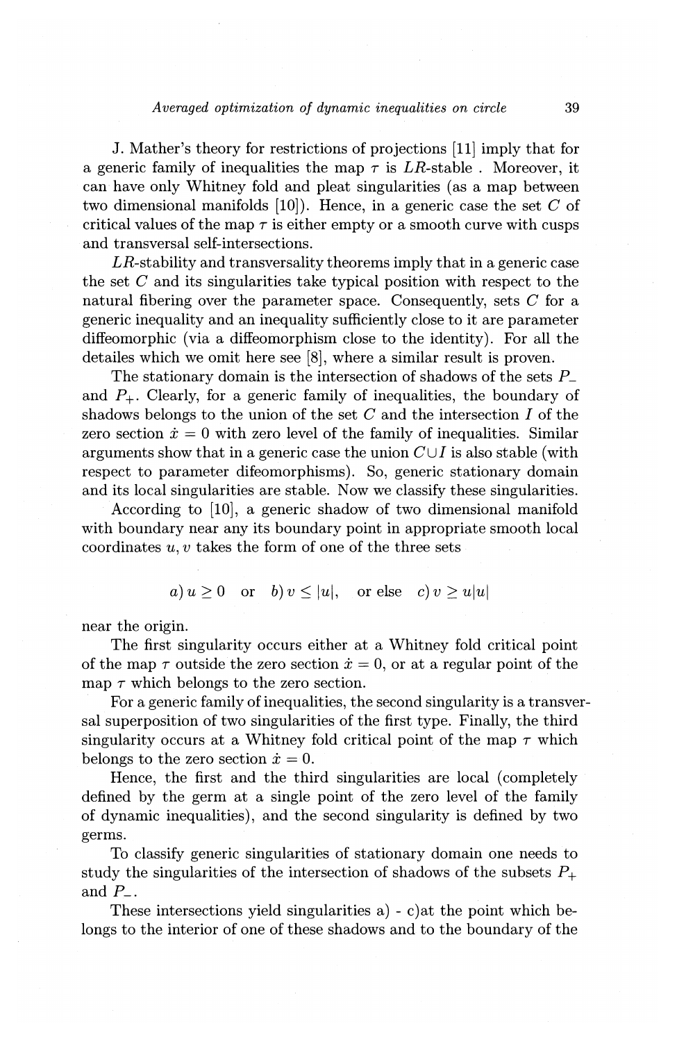J. Mather's theory for restrictions of projections [11] imply that for a generic family of inequalities the map $\tau$ is $LR$-stable . Moreover, it can have only Whitney fold and pleat singularities (as a map between two dimensional manifolds [10]). Hence, in a generic case the set $C$ of critical values of the map $\tau$ is either empty or a smooth curve with cusps and transversal self-intersections.

$LR$-stability and transversality theorems imply that in a generic case the set $C$ and its singularities take typical position with respect to the natural fibering over the parameter space. Consequently, sets $C$ for a generic inequality and an inequality sufficiently close to it are parameter diffeomorphic (via a diffeomorphism close to the identity). For all the detailes which we omit here see [8], where a similar result is proven.

The stationary domain is the intersection of shadows of the sets $P_-$ and $P_+$. Clearly, for a generic family of inequalities, the boundary of shadows belongs to the union of the set $C$ and the intersection $I$ of the zero section $\dot{x} = 0$ with zero level of the family of inequalities. Similar arguments show that in a generic case the union $C \cup I$ is also stable (with respect to parameter difeomorphisms). So, generic stationary domain and its local singularities are stable. Now we classify these singularities.

According to [10], a generic shadow of two dimensional manifold with boundary near any its boundary point in appropriate smooth local coordinates $u, v$ takes the form of one of the three sets

$$a)\, u \geq 0 \quad \text{or} \quad b)\, v \leq |u|, \quad \text{or else} \quad c)\, v \geq u|u|$$

near the origin.

The first singularity occurs either at a Whitney fold critical point of the map $\tau$ outside the zero section $\dot{x} = 0$, or at a regular point of the map $\tau$ which belongs to the zero section.

For a generic family of inequalities, the second singularity is a transversal superposition of two singularities of the first type. Finally, the third singularity occurs at a Whitney fold critical point of the map $\tau$ which belongs to the zero section $\dot{x} = 0$.

Hence, the first and the third singularities are local (completely defined by the germ at a single point of the zero level of the family of dynamic inequalities), and the second singularity is defined by two germs.

To classify generic singularities of stationary domain one needs to study the singularities of the intersection of shadows of the subsets $P_+$ and $P_-$.

These intersections yield singularities a) - c)at the point which belongs to the interior of one of these shadows and to the boundary of the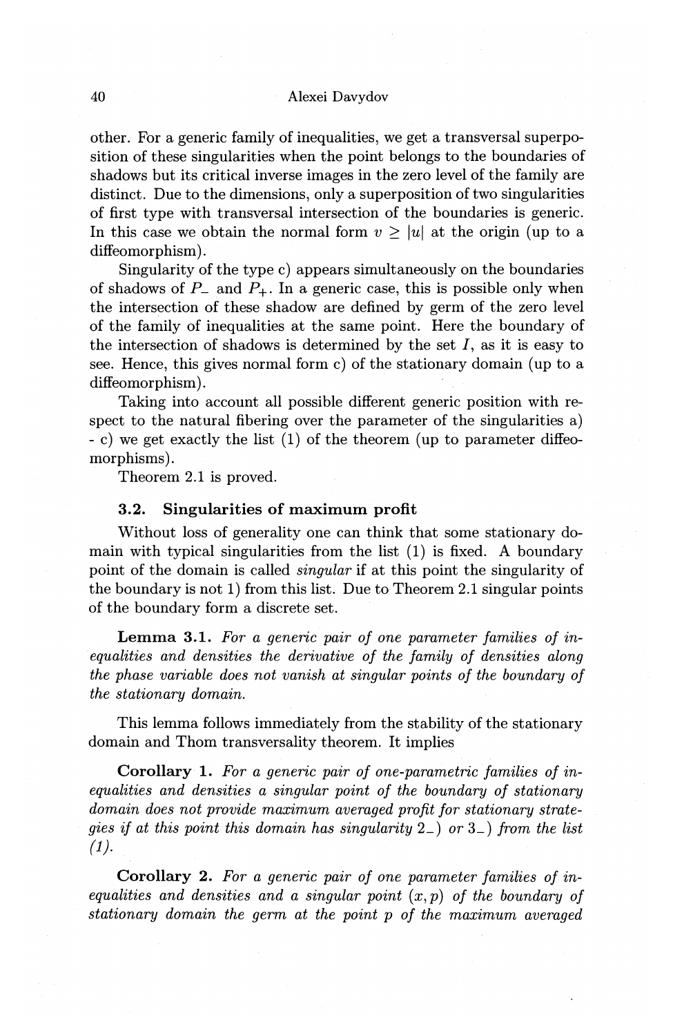other. For a generic family of inequalities, we get a transversal superposition of these singularities when the point belongs to the boundaries of shadows but its critical inverse images in the zero level of the family are distinct. Due to the dimensions, only a superposition of two singularities of first type with transversal intersection of the boundaries is generic. In this case we obtain the normal form $v \geq |u|$ at the origin (up to a diffeomorphism).

Singularity of the type c) appears simultaneously on the boundaries of shadows of $P_-$ and $P_+$. In a generic case, this is possible only when the intersection of these shadow are defined by germ of the zero level of the family of inequalities at the same point. Here the boundary of the intersection of shadows is determined by the set $I$, as it is easy to see. Hence, this gives normal form c) of the stationary domain (up to a diffeomorphism).

Taking into account all possible different generic position with respect to the natural fibering over the parameter of the singularities a) - c) we get exactly the list (1) of the theorem (up to parameter diffeomorphisms).

Theorem 2.1 is proved.

### 3.2. Singularities of maximum profit

Without loss of generality one can think that some stationary domain with typical singularities from the list (1) is fixed. A boundary point of the domain is called *singular* if at this point the singularity of the boundary is not 1) from this list. Due to Theorem 2.1 singular points of the boundary form a discrete set.

**Lemma 3.1.** *For a generic pair of one parameter families of inequalities and densities the derivative of the family of densities along the phase variable does not vanish at singular points of the boundary of the stationary domain.*

This lemma follows immediately from the stability of the stationary domain and Thom transversality theorem. It implies

**Corollary 1.** *For a generic pair of one-parametric families of inequalities and densities a singular point of the boundary of stationary domain does not provide maximum averaged profit for stationary strategies if at this point this domain has singularity $2_-$) or $3_-$) from the list (1).*

**Corollary 2.** *For a generic pair of one parameter families of inequalities and densities and a singular point $(x, p)$ of the boundary of stationary domain the germ at the point $p$ of the maximum averaged*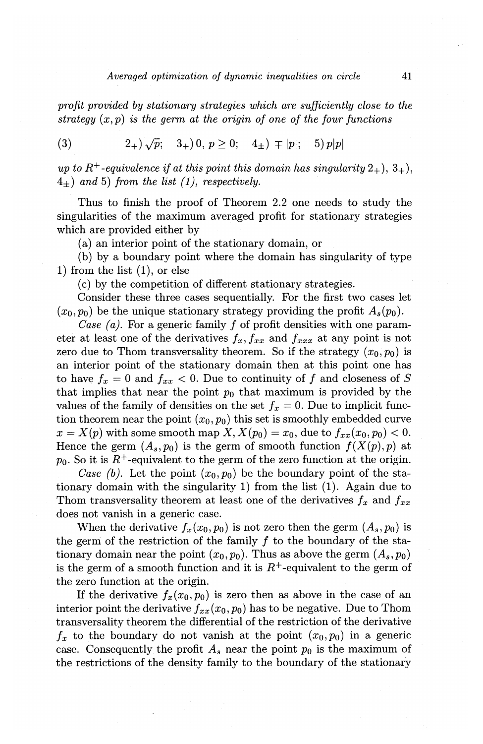*profit provided by stationary strategies which are sufficiently close to the strategy $(x,p)$ is the germ at the origin of one of the four functions*

$$(3) \qquad 2_+)\ \sqrt{p}; \quad 3_+)\ 0,\ p \geq 0; \quad 4_\pm)\ \mp|p|; \quad 5)\ p|p|$$

*up to $R^+$-equivalence if at this point this domain has singularity $2_+$), $3_+$), $4_\pm$) and 5) from the list (1), respectively.*

Thus to finish the proof of Theorem 2.2 one needs to study the singularities of the maximum averaged profit for stationary strategies which are provided either by

(a) an interior point of the stationary domain, or

(b) by a boundary point where the domain has singularity of type 1) from the list (1), or else

(c) by the competition of different stationary strategies.

Consider these three cases sequentially. For the first two cases let $(x_0, p_0)$ be the unique stationary strategy providing the profit $A_s(p_0)$.

*Case (a).* For a generic family $f$ of profit densities with one parameter at least one of the derivatives $f_x, f_{xx}$ and $f_{xxx}$ at any point is not zero due to Thom transversality theorem. So if the strategy $(x_0, p_0)$ is an interior point of the stationary domain then at this point one has to have $f_x = 0$ and $f_{xx} < 0$. Due to continuity of $f$ and closeness of $S$ that implies that near the point $p_0$ that maximum is provided by the values of the family of densities on the set $f_x = 0$. Due to implicit function theorem near the point $(x_0, p_0)$ this set is smoothly embedded curve $x = X(p)$ with some smooth map $X, X(p_0) = x_0$, due to $f_{xx}(x_0, p_0) < 0$. Hence the germ $(A_s, p_0)$ is the germ of smooth function $f(X(p), p)$ at $p_0$. So it is $R^+$-equivalent to the germ of the zero function at the origin.

*Case (b).* Let the point $(x_0, p_0)$ be the boundary point of the stationary domain with the singularity 1) from the list (1). Again due to Thom transversality theorem at least one of the derivatives $f_x$ and $f_{xx}$ does not vanish in a generic case.

When the derivative $f_x(x_0, p_0)$ is not zero then the germ $(A_s, p_0)$ is the germ of the restriction of the family $f$ to the boundary of the stationary domain near the point $(x_0, p_0)$. Thus as above the germ $(A_s, p_0)$ is the germ of a smooth function and it is $R^+$-equivalent to the germ of the zero function at the origin.

If the derivative $f_x(x_0, p_0)$ is zero then as above in the case of an interior point the derivative $f_{xx}(x_0, p_0)$ has to be negative. Due to Thom transversality theorem the differential of the restriction of the derivative $f_x$ to the boundary do not vanish at the point $(x_0, p_0)$ in a generic case. Consequently the profit $A_s$ near the point $p_0$ is the maximum of the restrictions of the density family to the boundary of the stationary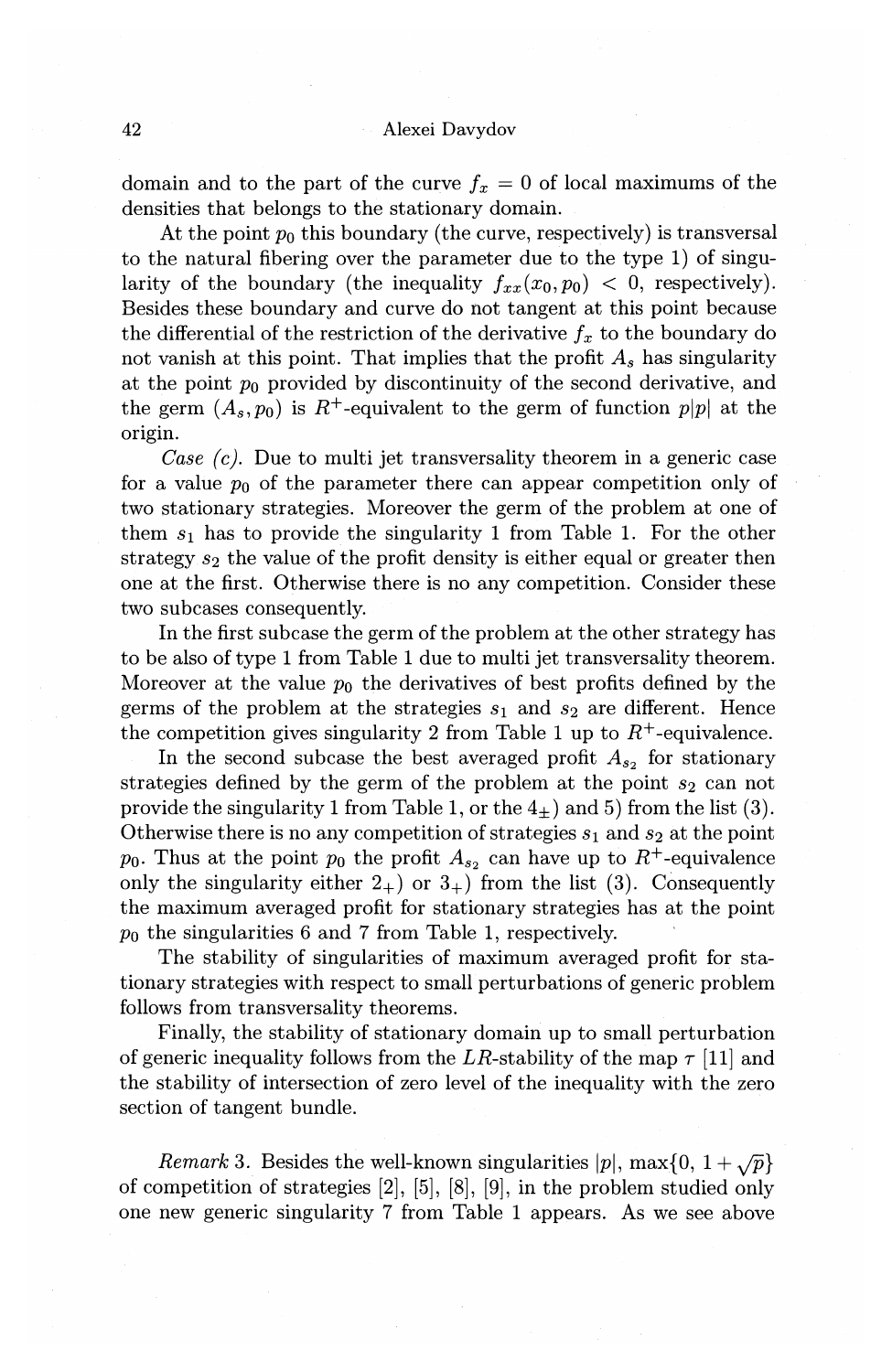domain and to the part of the curve $f_x = 0$ of local maximums of the densities that belongs to the stationary domain.

At the point $p_0$ this boundary (the curve, respectively) is transversal to the natural fibering over the parameter due to the type 1) of singularity of the boundary (the inequality $f_{xx}(x_0, p_0) < 0$, respectively). Besides these boundary and curve do not tangent at this point because the differential of the restriction of the derivative $f_x$ to the boundary do not vanish at this point. That implies that the profit $A_s$ has singularity at the point $p_0$ provided by discontinuity of the second derivative, and the germ $(A_s, p_0)$ is $R^+$-equivalent to the germ of function $p|p|$ at the origin.

*Case (c).* Due to multi jet transversality theorem in a generic case for a value $p_0$ of the parameter there can appear competition only of two stationary strategies. Moreover the germ of the problem at one of them $s_1$ has to provide the singularity 1 from Table 1. For the other strategy $s_2$ the value of the profit density is either equal or greater then one at the first. Otherwise there is no any competition. Consider these two subcases consequently.

In the first subcase the germ of the problem at the other strategy has to be also of type 1 from Table 1 due to multi jet transversality theorem. Moreover at the value $p_0$ the derivatives of best profits defined by the germs of the problem at the strategies $s_1$ and $s_2$ are different. Hence the competition gives singularity 2 from Table 1 up to $R^+$-equivalence.

In the second subcase the best averaged profit $A_{s_2}$ for stationary strategies defined by the germ of the problem at the point $s_2$ can not provide the singularity 1 from Table 1, or the $4_\pm$) and 5) from the list (3). Otherwise there is no any competition of strategies $s_1$ and $s_2$ at the point $p_0$. Thus at the point $p_0$ the profit $A_{s_2}$ can have up to $R^+$-equivalence only the singularity either $2_+$) or $3_+$) from the list (3). Consequently the maximum averaged profit for stationary strategies has at the point $p_0$ the singularities 6 and 7 from Table 1, respectively.

The stability of singularities of maximum averaged profit for stationary strategies with respect to small perturbations of generic problem follows from transversality theorems.

Finally, the stability of stationary domain up to small perturbation of generic inequality follows from the $LR$-stability of the map $\tau$ [11] and the stability of intersection of zero level of the inequality with the zero section of tangent bundle.

*Remark* 3. Besides the well-known singularities $|p|$, $\max\{0, 1+\sqrt{p}\}$ of competition of strategies [2], [5], [8], [9], in the problem studied only one new generic singularity 7 from Table 1 appears. As we see above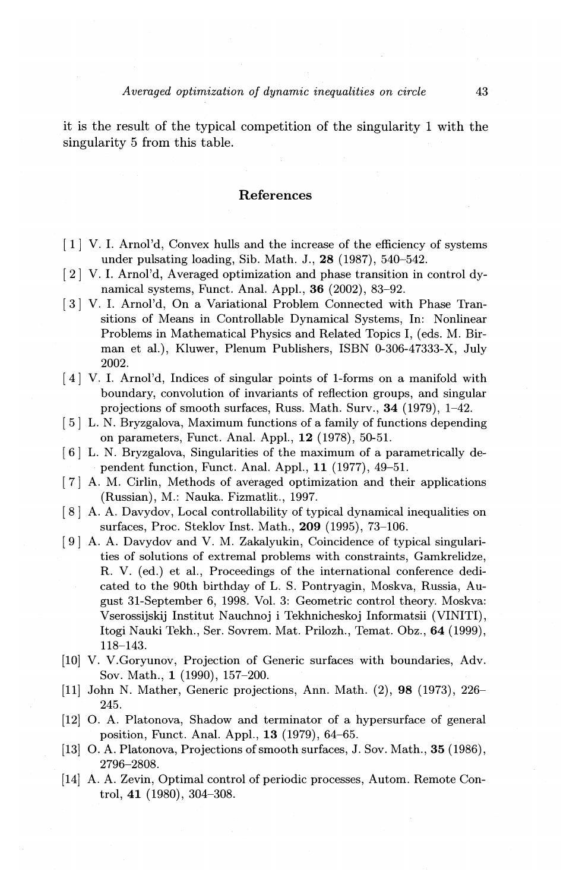it is the result of the typical competition of the singularity 1 with the singularity 5 from this table.

## References

[1] V. I. Arnol'd, Convex hulls and the increase of the efficiency of systems under pulsating loading, Sib. Math. J., **28** (1987), 540–542.

[2] V. I. Arnol'd, Averaged optimization and phase transition in control dynamical systems, Funct. Anal. Appl., **36** (2002), 83–92.

[3] V. I. Arnol'd, On a Variational Problem Connected with Phase Transitions of Means in Controllable Dynamical Systems, In: Nonlinear Problems in Mathematical Physics and Related Topics I, (eds. M. Birman et al.), Kluwer, Plenum Publishers, ISBN 0-306-47333-X, July 2002.

[4] V. I. Arnol'd, Indices of singular points of 1-forms on a manifold with boundary, convolution of invariants of reflection groups, and singular projections of smooth surfaces, Russ. Math. Surv., **34** (1979), 1–42.

[5] L. N. Bryzgalova, Maximum functions of a family of functions depending on parameters, Funct. Anal. Appl., **12** (1978), 50-51.

[6] L. N. Bryzgalova, Singularities of the maximum of a parametrically dependent function, Funct. Anal. Appl., **11** (1977), 49–51.

[7] A. M. Cirlin, Methods of averaged optimization and their applications (Russian), M.: Nauka. Fizmatlit., 1997.

[8] A. A. Davydov, Local controllability of typical dynamical inequalities on surfaces, Proc. Steklov Inst. Math., **209** (1995), 73–106.

[9] A. A. Davydov and V. M. Zakalyukin, Coincidence of typical singularities of solutions of extremal problems with constraints, Gamkrelidze, R. V. (ed.) et al., Proceedings of the international conference dedicated to the 90th birthday of L. S. Pontryagin, Moskva, Russia, August 31-September 6, 1998. Vol. 3: Geometric control theory. Moskva: Vserossijskij Institut Nauchnoj i Tekhnicheskoj Informatsii (VINITI), Itogi Nauki Tekh., Ser. Sovrem. Mat. Prilozh., Temat. Obz., **64** (1999), 118–143.

[10] V. V.Goryunov, Projection of Generic surfaces with boundaries, Adv. Sov. Math., **1** (1990), 157–200.

[11] John N. Mather, Generic projections, Ann. Math. (2), **98** (1973), 226–245.

[12] O. A. Platonova, Shadow and terminator of a hypersurface of general position, Funct. Anal. Appl., **13** (1979), 64–65.

[13] O. A. Platonova, Projections of smooth surfaces, J. Sov. Math., **35** (1986), 2796–2808.

[14] A. A. Zevin, Optimal control of periodic processes, Autom. Remote Control, **41** (1980), 304–308.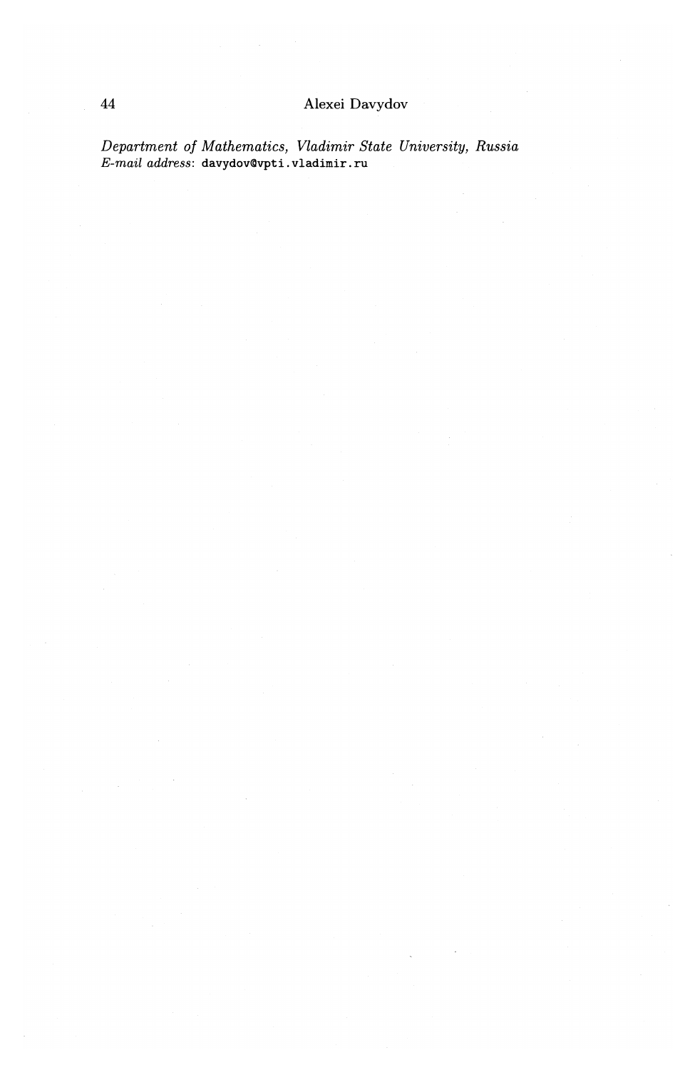*Department of Mathematics, Vladimir State University, Russia*
*E-mail address*: davydov@vpti.vladimir.ru